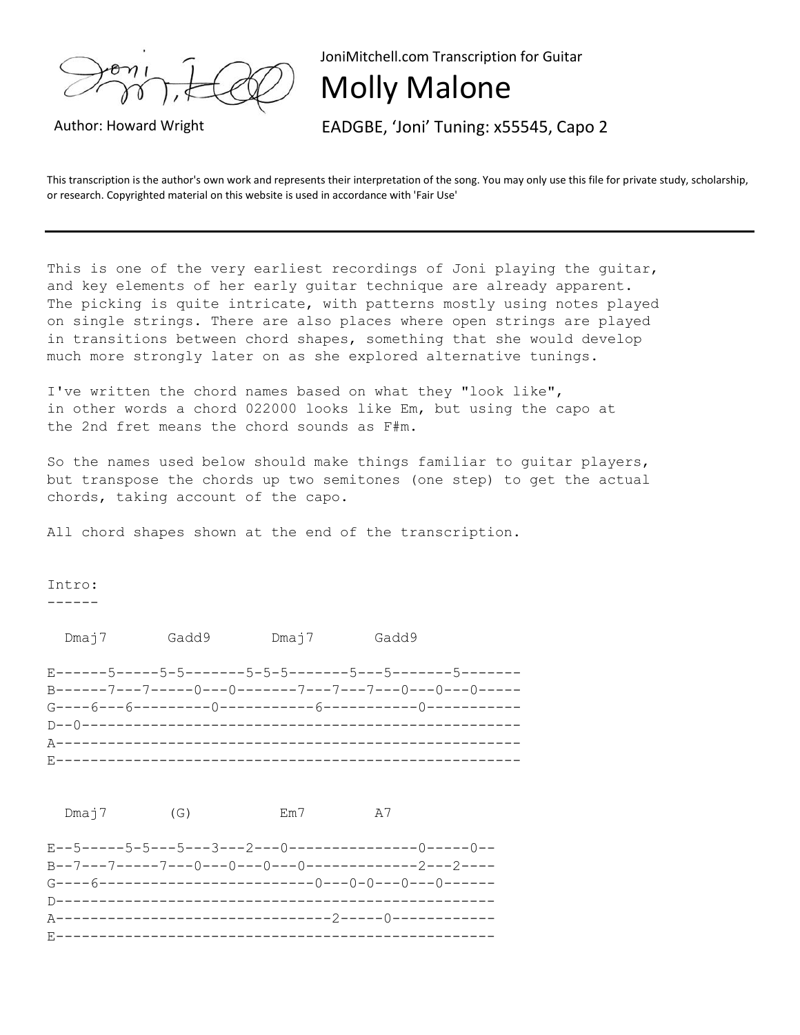JoniMitchell.com Transcription for Guitar

# Molly Malone

Author: Howard Wright

EADGBE, 'Joni' Tuning: x55545, Capo 2

This transcription is the author's own work and represents their interpretation of the song. You may only use this file for private study, scholarship, or research. Copyrighted material on this website is used in accordance with 'Fair Use'

---

This is one of the very earliest recordings of Joni playing the guitar, and key elements of her early guitar technique are already apparent. The picking is quite intricate, with patterns mostly using notes played on single strings. There are also places where open strings are played in transitions between chord shapes, something that she would develop much more strongly later on as she explored alternative tunings.

I've written the chord names based on what they "look like", in other words a chord 022000 looks like Em, but using the capo at the 2nd fret means the chord sounds as F#m.

So the names used below should make things familiar to guitar players, but transpose the chords up two semitones (one step) to get the actual chords, taking account of the capo.

All chord shapes shown at the end of the transcription.

```
Intro:
------

  Dmaj7       Gadd9       Dmaj7       Gadd9

E------5-----5-5-------5-5-5-------5---5-------5-------
B------7---7-----0---0-------7---7---7---0---0---0-----
G----6---6---------0-----------6-----------0-----------
D--0---------------------------------------------------
A------------------------------------------------------
E------------------------------------------------------


  Dmaj7       (G)          Em7        A7

E--5-----5-5---5---3---2---0---------------0-----0--
B--7---7-----7---0---0---0---0-------------2---2----
G----6-------------------------0---0-0---0---0------
D---------------------------------------------------
A--------------------------------2-----0------------
E---------------------------------------------------
```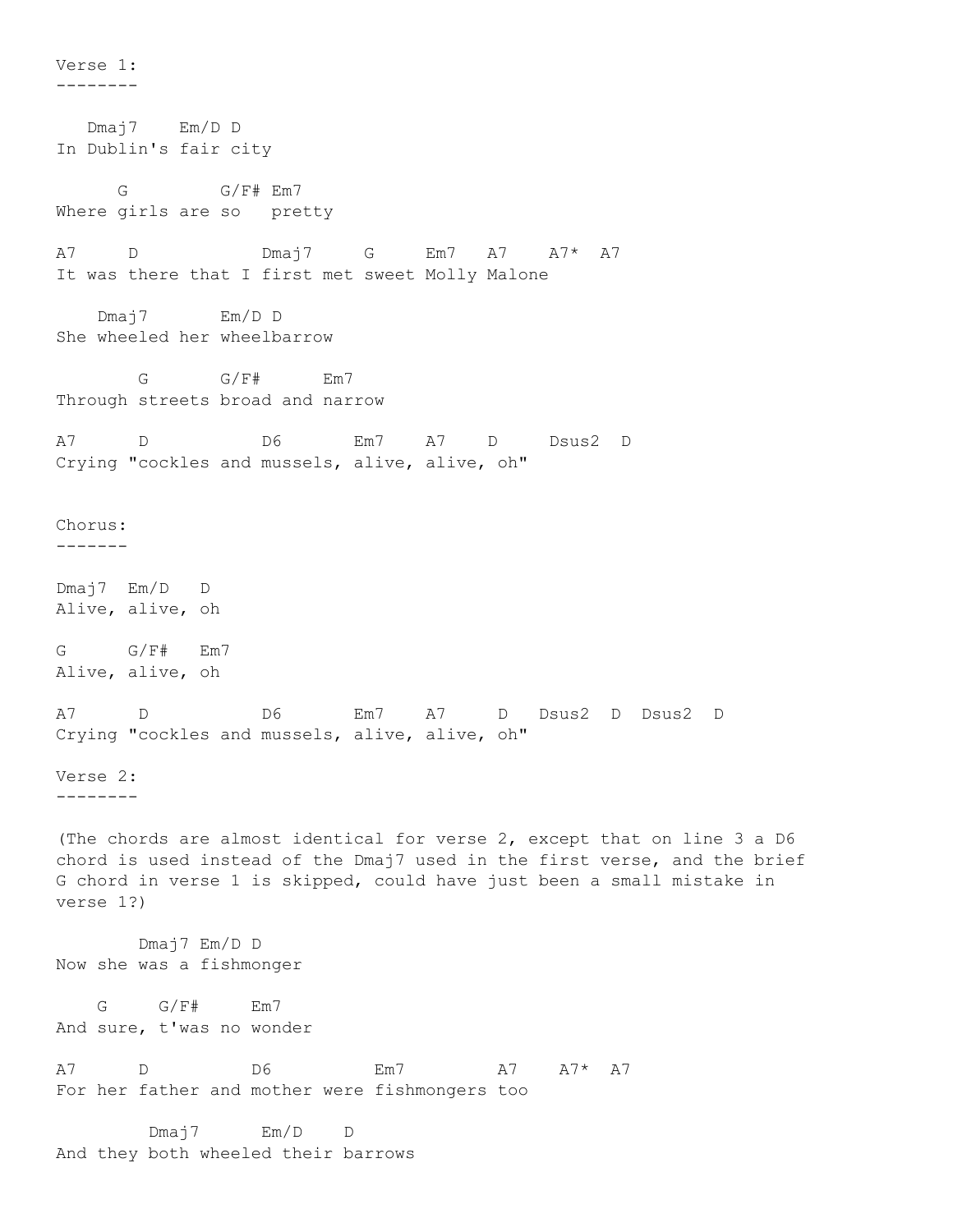```
Verse 1:
--------

   Dmaj7    Em/D D
In Dublin's fair city

      G         G/F# Em7
Where girls are so   pretty

A7     D            Dmaj7     G     Em7   A7    A7*  A7
It was there that I first met sweet Molly Malone

    Dmaj7       Em/D D
She wheeled her wheelbarrow

        G       G/F#      Em7
Through streets broad and narrow

A7      D           D6       Em7    A7    D     Dsus2  D
Crying "cockles and mussels, alive, alive, oh"


Chorus:
-------

Dmaj7  Em/D   D
Alive, alive, oh

G      G/F#   Em7
Alive, alive, oh

A7      D           D6       Em7    A7     D   Dsus2  D  Dsus2  D
Crying "cockles and mussels, alive, alive, oh"

Verse 2:
--------

(The chords are almost identical for verse 2, except that on line 3 a D6
chord is used instead of the Dmaj7 used in the first verse, and the brief
G chord in verse 1 is skipped, could have just been a small mistake in
verse 1?)

        Dmaj7 Em/D D
Now she was a fishmonger

    G     G/F#     Em7
And sure, t'was no wonder

A7      D          D6          Em7         A7    A7*  A7
For her father and mother were fishmongers too

         Dmaj7      Em/D    D
And they both wheeled their barrows
```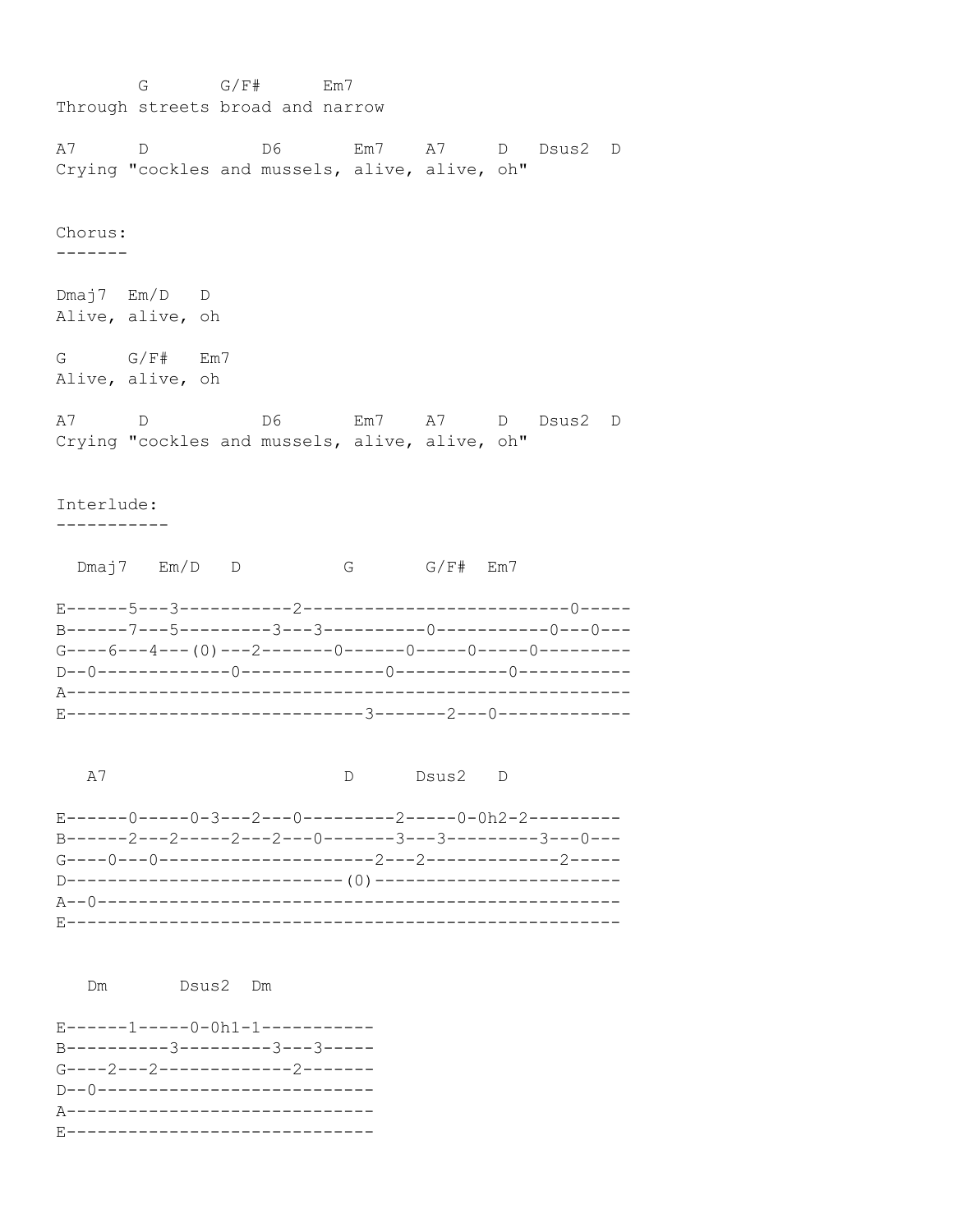```
        G       G/F#      Em7
Through streets broad and narrow

A7      D           D6       Em7    A7     D   Dsus2  D
Crying "cockles and mussels, alive, alive, oh"


Chorus:
-------

Dmaj7  Em/D   D
Alive, alive, oh

G      G/F#   Em7
Alive, alive, oh

A7      D           D6       Em7    A7     D   Dsus2  D
Crying "cockles and mussels, alive, alive, oh"


Interlude:
-----------

  Dmaj7   Em/D   D          G       G/F#  Em7

E------5---3-----------2--------------------------0-----
B------7---5---------3---3----------0-----------0---0---
G----6---4---(0)---2-------0------0-----0-----0---------
D--0-------------0--------------0-----------0-----------
A-------------------------------------------------------
E-----------------------------3-------2---0-------------


   A7                      D      Dsus2   D

E------0-----0-3---2---0---------2-----0-0h2-2---------
B------2---2-----2---2---0-------3---3---------3---0---
G----0---0---------------------2---2-------------2-----
D---------------------------(0)------------------------
A--0---------------------------------------------------
E------------------------------------------------------


   Dm       Dsus2  Dm

E------1-----0-0h1-1-----------
B----------3---------3---3-----
G----2---2-------------2-------
D--0---------------------------
A------------------------------
E------------------------------
```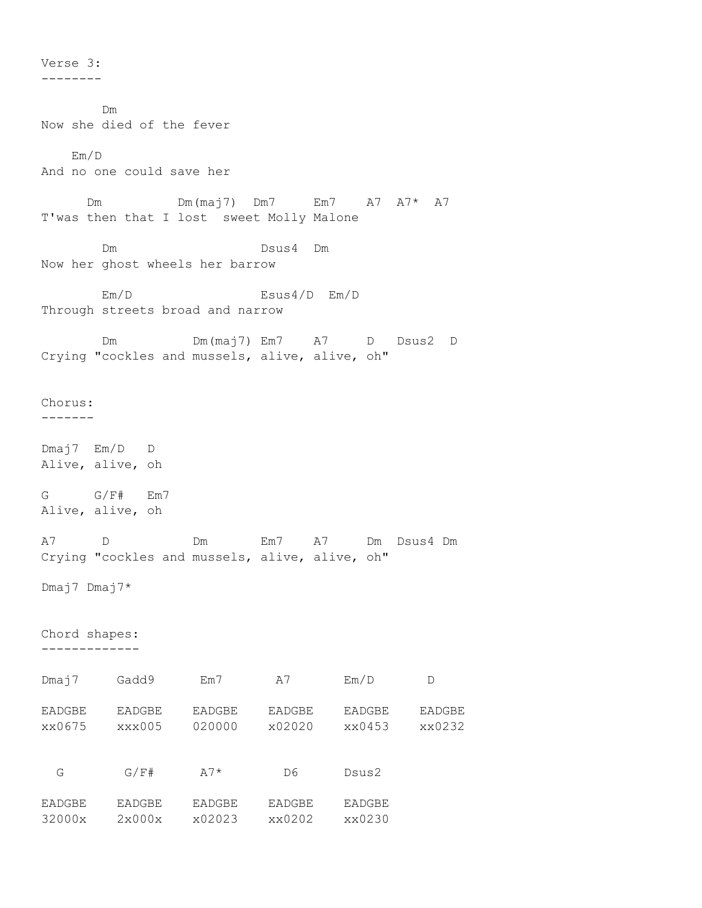Verse 3:
--------

```
        Dm
Now she died of the fever

    Em/D
And no one could save her

      Dm          Dm(maj7)  Dm7     Em7    A7  A7*  A7
T'was then that I lost  sweet Molly Malone

        Dm                  Dsus4  Dm
Now her ghost wheels her barrow

        Em/D                Esus4/D  Em/D
Through streets broad and narrow

        Dm          Dm(maj7) Em7    A7     D   Dsus2  D
Crying "cockles and mussels, alive, alive, oh"
```

Chorus:
-------

```
Dmaj7  Em/D   D
Alive, alive, oh

G      G/F#   Em7
Alive, alive, oh

A7      D           Dm       Em7    A7     Dm  Dsus4 Dm
Crying "cockles and mussels, alive, alive, oh"

Dmaj7 Dmaj7*
```

Chord shapes:
-------------

```
Dmaj7     Gadd9      Em7       A7       Em/D       D

EADGBE    EADGBE    EADGBE    EADGBE    EADGBE    EADGBE
xx0675    xxx005    020000    x02020    xx0453    xx0232


  G        G/F#      A7*        D6      Dsus2

EADGBE    EADGBE    EADGBE    EADGBE    EADGBE
32000x    2x000x    x02023    xx0202    xx0230
```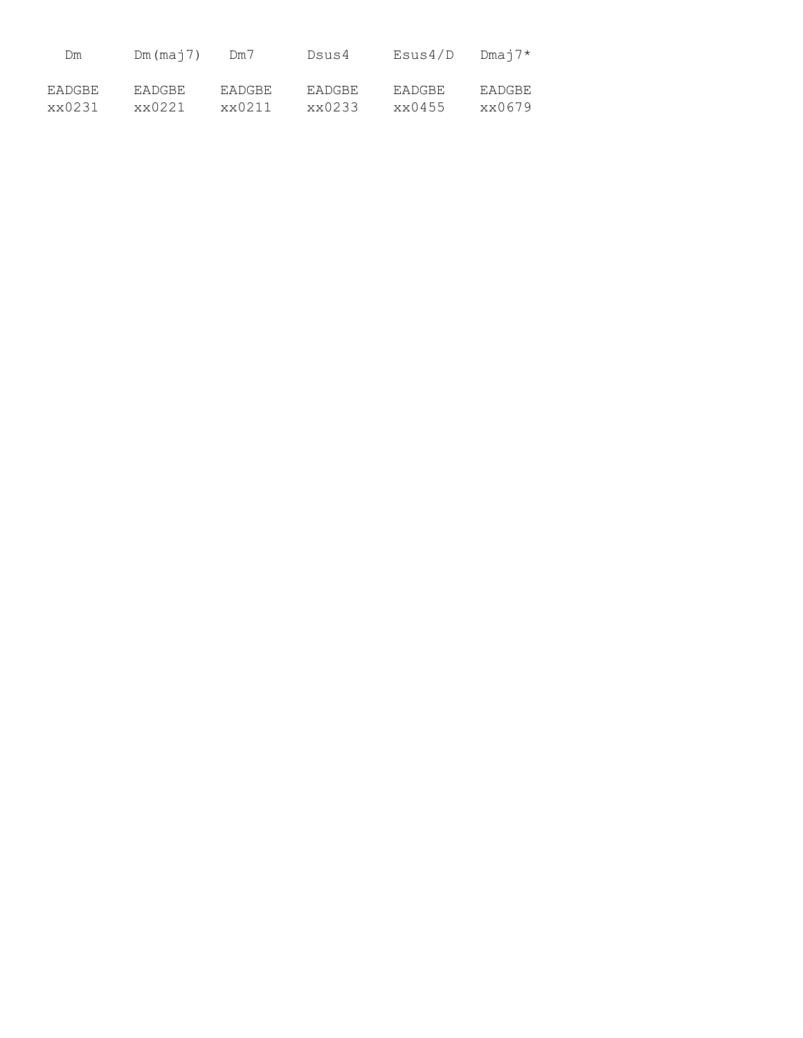```
  Dm       Dm(maj7)   Dm7       Dsus4      Esus4/D   Dmaj7*

EADGBE    EADGBE    EADGBE    EADGBE    EADGBE    EADGBE
xx0231    xx0221    xx0211    xx0233    xx0455    xx0679
```